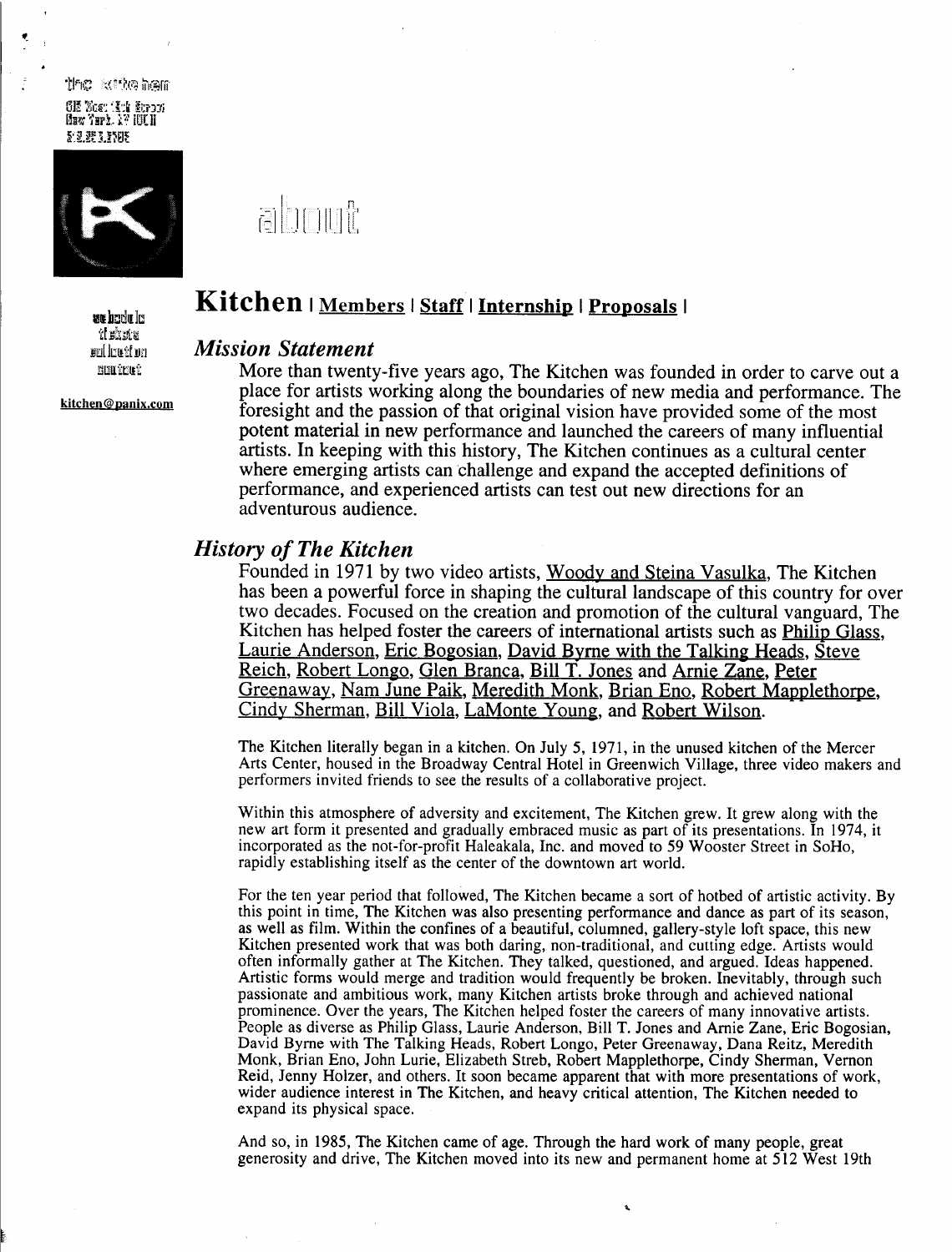the kitchen
512 West 19th Street
New York, NY 10011
212.255.5793

about

welcome
tickets
education
contact

kitchen@panix.com

# Kitchen | Members | Staff | Internship | Proposals |

## *Mission Statement*

More than twenty-five years ago, The Kitchen was founded in order to carve out a place for artists working along the boundaries of new media and performance. The foresight and the passion of that original vision have provided some of the most potent material in new performance and launched the careers of many influential artists. In keeping with this history, The Kitchen continues as a cultural center where emerging artists can challenge and expand the accepted definitions of performance, and experienced artists can test out new directions for an adventurous audience.

## *History of The Kitchen*

Founded in 1971 by two video artists, Woody and Steina Vasulka, The Kitchen has been a powerful force in shaping the cultural landscape of this country for over two decades. Focused on the creation and promotion of the cultural vanguard, The Kitchen has helped foster the careers of international artists such as Philip Glass, Laurie Anderson, Eric Bogosian, David Byrne with the Talking Heads, Steve Reich, Robert Longo, Glen Branca, Bill T. Jones and Arnie Zane, Peter Greenaway, Nam June Paik, Meredith Monk, Brian Eno, Robert Mapplethorpe, Cindy Sherman, Bill Viola, LaMonte Young, and Robert Wilson.

The Kitchen literally began in a kitchen. On July 5, 1971, in the unused kitchen of the Mercer Arts Center, housed in the Broadway Central Hotel in Greenwich Village, three video makers and performers invited friends to see the results of a collaborative project.

Within this atmosphere of adversity and excitement, The Kitchen grew. It grew along with the new art form it presented and gradually embraced music as part of its presentations. In 1974, it incorporated as the not-for-profit Haleakala, Inc. and moved to 59 Wooster Street in SoHo, rapidly establishing itself as the center of the downtown art world.

For the ten year period that followed, The Kitchen became a sort of hotbed of artistic activity. By this point in time, The Kitchen was also presenting performance and dance as part of its season, as well as film. Within the confines of a beautiful, columned, gallery-style loft space, this new Kitchen presented work that was both daring, non-traditional, and cutting edge. Artists would often informally gather at The Kitchen. They talked, questioned, and argued. Ideas happened. Artistic forms would merge and tradition would frequently be broken. Inevitably, through such passionate and ambitious work, many Kitchen artists broke through and achieved national prominence. Over the years, The Kitchen helped foster the careers of many innovative artists. People as diverse as Philip Glass, Laurie Anderson, Bill T. Jones and Arnie Zane, Eric Bogosian, David Byrne with The Talking Heads, Robert Longo, Peter Greenaway, Dana Reitz, Meredith Monk, Brian Eno, John Lurie, Elizabeth Streb, Robert Mapplethorpe, Cindy Sherman, Vernon Reid, Jenny Holzer, and others. It soon became apparent that with more presentations of work, wider audience interest in The Kitchen, and heavy critical attention, The Kitchen needed to expand its physical space.

And so, in 1985, The Kitchen came of age. Through the hard work of many people, great generosity and drive, The Kitchen moved into its new and permanent home at 512 West 19th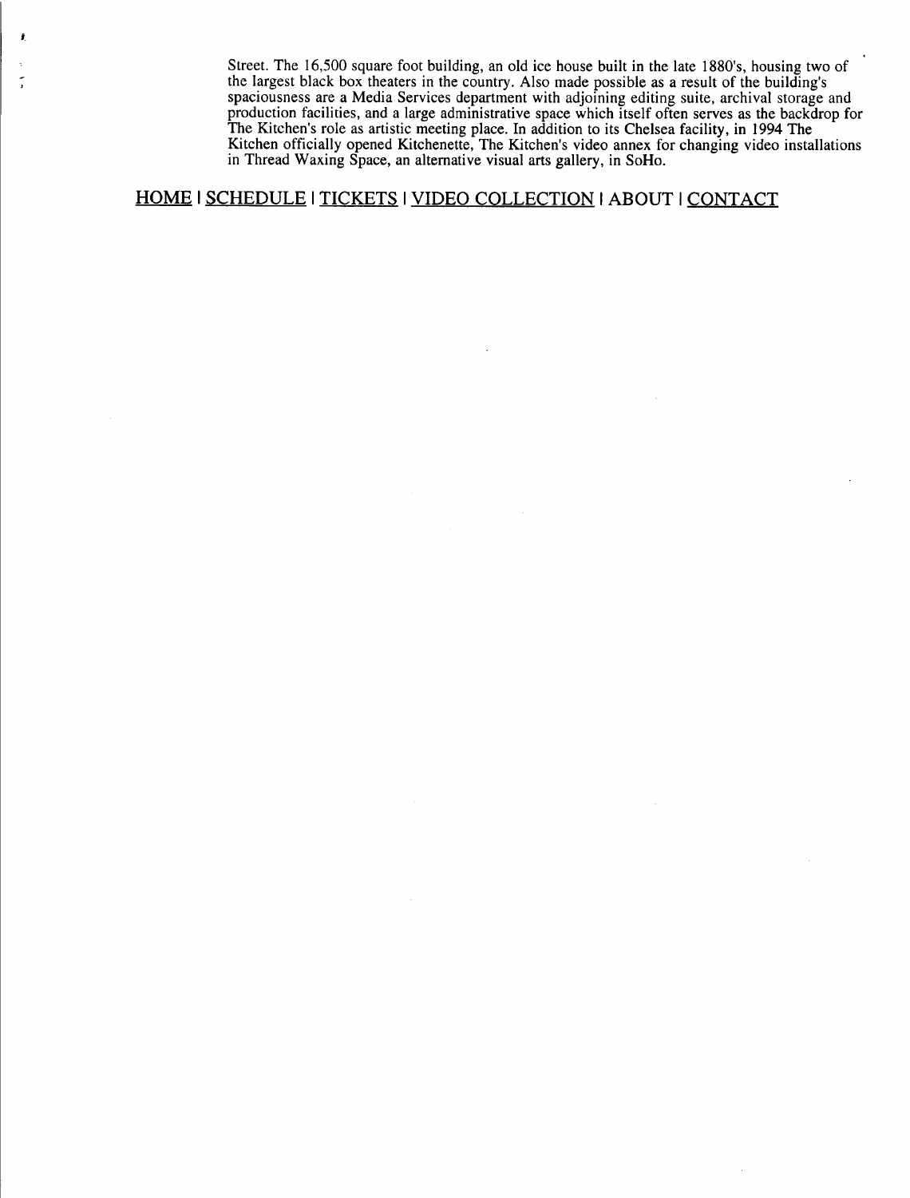Street. The 16,500 square foot building, an old ice house built in the late 1880's, housing two of the largest black box theaters in the country. Also made possible as a result of the building's spaciousness are a Media Services department with adjoining editing suite, archival storage and production facilities, and a large administrative space which itself often serves as the backdrop for The Kitchen's role as artistic meeting place. In addition to its Chelsea facility, in 1994 The Kitchen officially opened Kitchenette, The Kitchen's video annex for changing video installations in Thread Waxing Space, an alternative visual arts gallery, in SoHo.

HOME | SCHEDULE | TICKETS | VIDEO COLLECTION | ABOUT | CONTACT